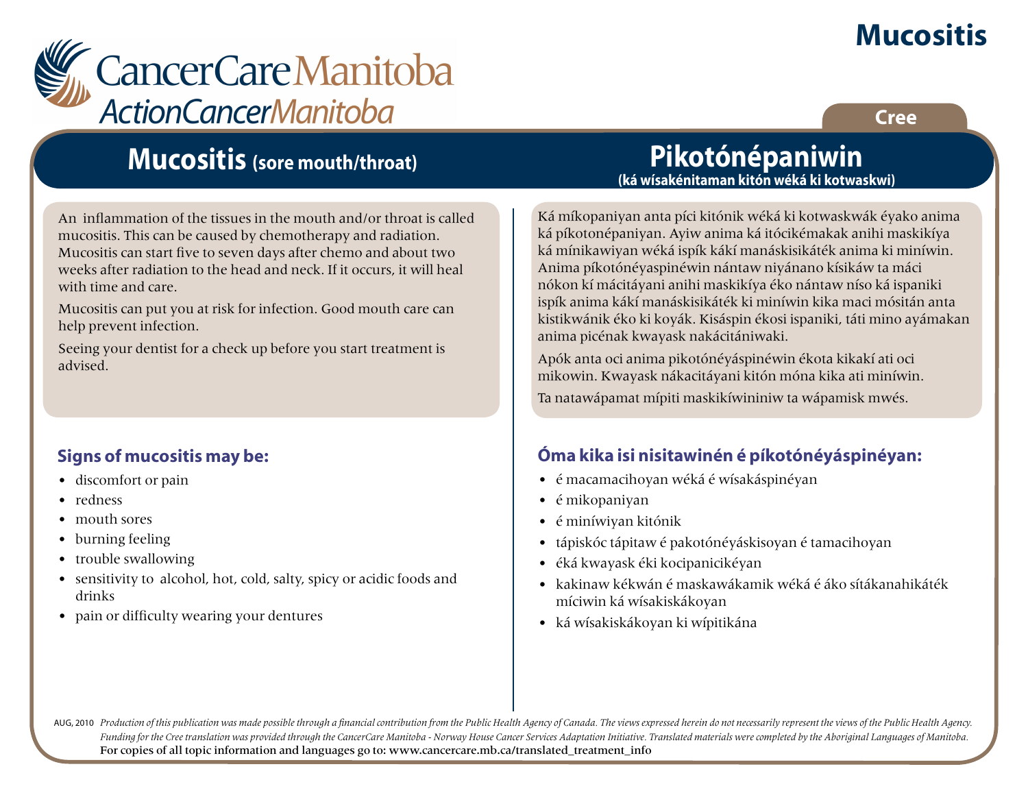# Mucositis

CancerCare Manitoba
ActionCancerManitoba

Cree

## Mucositis (sore mouth/throat)

An inflammation of the tissues in the mouth and/or throat is called mucositis. This can be caused by chemotherapy and radiation. Mucositis can start five to seven days after chemo and about two weeks after radiation to the head and neck. If it occurs, it will heal with time and care.

Mucositis can put you at risk for infection. Good mouth care can help prevent infection.

Seeing your dentist for a check up before you start treatment is advised.

### Signs of mucositis may be:

- discomfort or pain
- redness
- mouth sores
- burning feeling
- trouble swallowing
- sensitivity to alcohol, hot, cold, salty, spicy or acidic foods and drinks
- pain or difficulty wearing your dentures

## Pikotónépaniwin (ká wísakénitaman kitón wéká ki kotwaskwi)

Ká míkopaniyan anta píci kitónik wéká ki kotwaskwák éyako anima ká píkotonépaniyan. Ayiw anima ká itócikémakak anihi maskikíya ká mínikawiyan wéká ispík kákí manáskisikáték anima ki miníwin. Anima píkotónéyaspinéwin nántaw niyánano kísikáw ta máci nókon kí mácitáyani anihi maskikíya éko nántaw níso ká ispaniki ispík anima kákí manáskisikáték ki miníwin kika maci mósitán anta kistikwánik éko ki koyák. Kisáspin ékosi ispaniki, táti mino ayámakan anima picénak kwayask nakácitániwaki.

Apók anta oci anima pikotónéyáspinéwin ékota kikakí ati oci mikowin. Kwayask nákacitáyani kitón móna kika ati miníwin.

Ta natawápamat mípiti maskikíwininiw ta wápamisk mwés.

### Óma kika isi nisitawinén é píkotónéyáspinéyan:

- é macamacihoyan wéká é wísakáspinéyan
- é mikopaniyan
- é miníwiyan kitónik
- tápiskóc tápitaw é pakotónéyáskisoyan é tamacihoyan
- éká kwayask éki kocipanicikéyan
- kakinaw kékwán é maskawákamik wéká é áko sítákanahikáték míciwin ká wísakiskákoyan
- ká wísakiskákoyan ki wípitikána

AUG, 2010 *Production of this publication was made possible through a financial contribution from the Public Health Agency of Canada. The views expressed herein do not necessarily represent the views of the Public Health Agency. Funding for the Cree translation was provided through the CancerCare Manitoba - Norway House Cancer Services Adaptation Initiative. Translated materials were completed by the Aboriginal Languages of Manitoba.*

For copies of all topic information and languages go to: www.cancercare.mb.ca/translated_treatment_info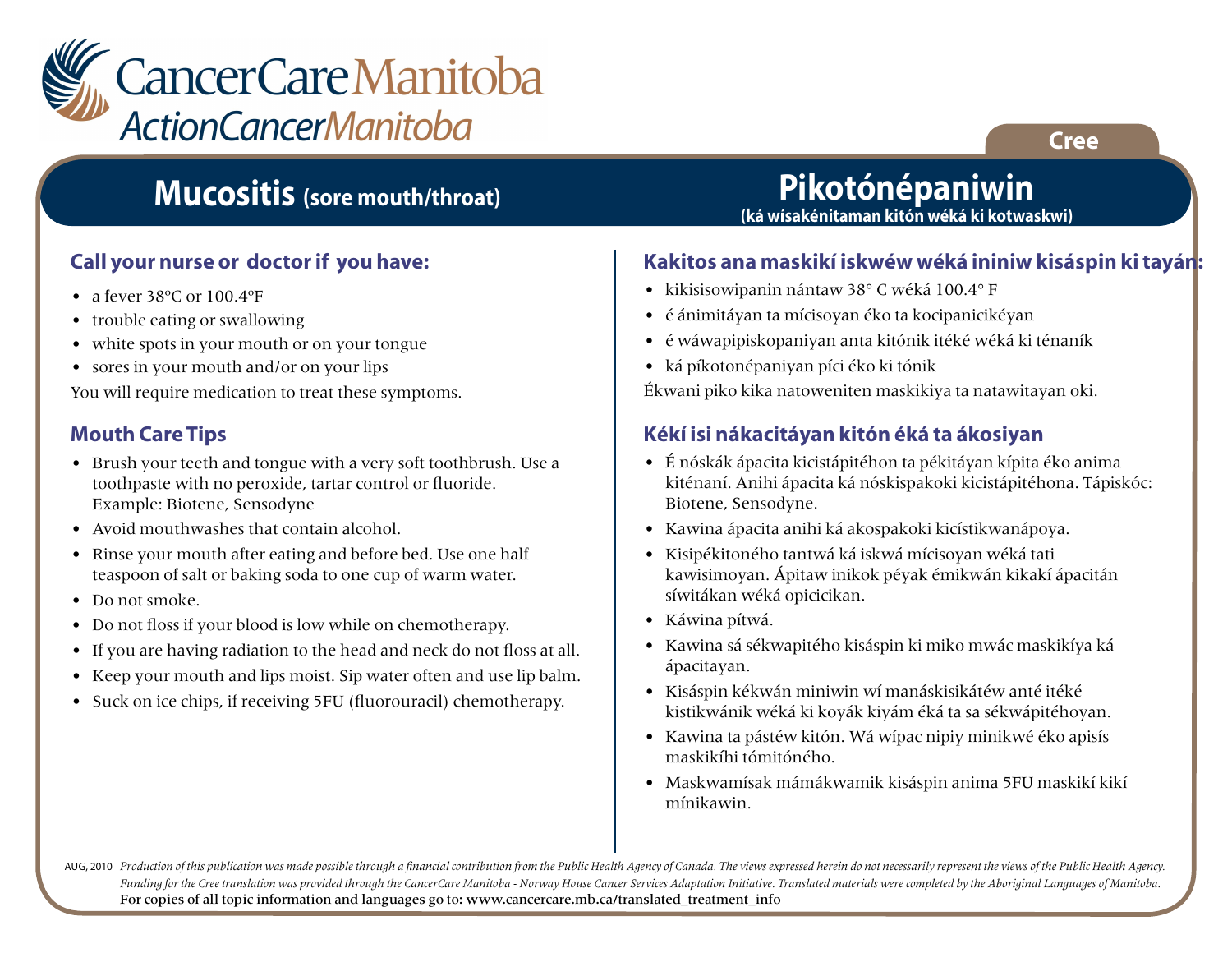CancerCare Manitoba
ActionCancerManitoba

Cree

# Mucositis (sore mouth/throat)

## Call your nurse or doctor if you have:

- a fever 38ºC or 100.4ºF
- trouble eating or swallowing
- white spots in your mouth or on your tongue
- sores in your mouth and/or on your lips

You will require medication to treat these symptoms.

## Mouth Care Tips

- Brush your teeth and tongue with a very soft toothbrush. Use a toothpaste with no peroxide, tartar control or fluoride. Example: Biotene, Sensodyne
- Avoid mouthwashes that contain alcohol.
- Rinse your mouth after eating and before bed. Use one half teaspoon of salt <u>or</u> baking soda to one cup of warm water.
- Do not smoke.
- Do not floss if your blood is low while on chemotherapy.
- If you are having radiation to the head and neck do not floss at all.
- Keep your mouth and lips moist. Sip water often and use lip balm.
- Suck on ice chips, if receiving 5FU (fluorouracil) chemotherapy.

# Pikotónépaniwin

**(ká wísakénitaman kitón wéká ki kotwaskwi)**

## Kakitos ana maskikí iskwéw wéká ininiw kisáspin ki tayán:

- kikisisowipanin nántaw 38° C wéká 100.4° F
- é ánimitáyan ta mícisoyan éko ta kocipanicikéyan
- é wáwapipiskopaniyan anta kitónik itéké wéká ki ténaník
- ká píkotonépaniyan píci éko ki tónik

Ékwani piko kika natoweniten maskikiya ta natawitayan oki.

## Kékí isi nákacitáyan kitón éká ta ákosiyan

- É nóskák ápacita kicistápitéhon ta pékitáyan kípita éko anima kiténaní. Anihi ápacita ká nóskispakoki kicistápitéhona. Tápiskóc: Biotene, Sensodyne.
- Kawina ápacita anihi ká akospakoki kicístikwanápoya.
- Kisipékitoného tantwá ká iskwá mícisoyan wéká tati kawisimoyan. Ápitaw inikok péyak émikwán kikakí ápacitán síwitákan wéká opicicikan.
- Káwina pítwá.
- Kawina sá sékwapitého kisáspin ki miko mwác maskikíya ká ápacitayan.
- Kisáspin kékwán miniwin wí manáskisikátéw anté itéké kistikwánik wéká ki koyák kiyám éká ta sa sékwápitéhoyan.
- Kawina ta pástéw kitón. Wá wípac nipiy minikwé éko apisís maskikíhi tómitóného.
- Maskwamísak mámákwamik kisáspin anima 5FU maskikí kikí mínikawin.

AUG, 2010 *Production of this publication was made possible through a financial contribution from the Public Health Agency of Canada. The views expressed herein do not necessarily represent the views of the Public Health Agency. Funding for the Cree translation was provided through the CancerCare Manitoba - Norway House Cancer Services Adaptation Initiative. Translated materials were completed by the Aboriginal Languages of Manitoba.*

For copies of all topic information and languages go to: www.cancercare.mb.ca/translated_treatment_info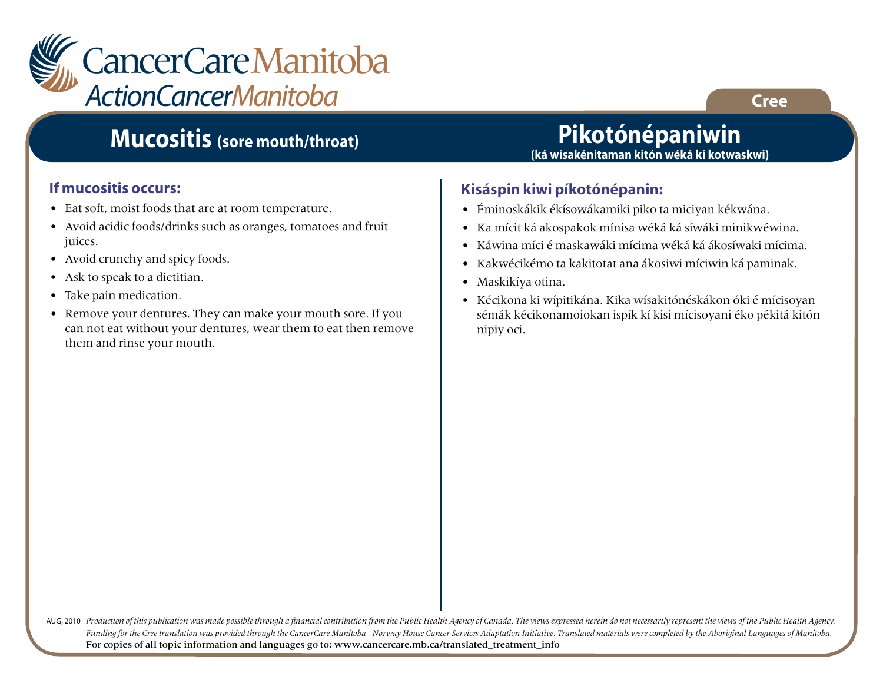# CancerCare Manitoba
## ActionCancerManitoba

Cree

## Mucositis (sore mouth/throat)

### If mucositis occurs:

- Eat soft, moist foods that are at room temperature.
- Avoid acidic foods/drinks such as oranges, tomatoes and fruit juices.
- Avoid crunchy and spicy foods.
- Ask to speak to a dietitian.
- Take pain medication.
- Remove your dentures. They can make your mouth sore. If you can not eat without your dentures, wear them to eat then remove them and rinse your mouth.

## Pikotónépaniwin
**(ká wísakénitaman kitón wéká ki kotwaskwi)**

### Kisáspin kiwi píkotónépanin:

- Éminoskákik ékísowákamiki piko ta miciyan kékwána.
- Ka mícit ká akospakok mínisa wéká ká síwáki minikwéwina.
- Káwina míci é maskawáki mícima wéká ká ákosíwaki mícima.
- Kakwécikémo ta kakitotat ana ákosiwi míciwin ká paminak.
- Maskikíya otina.
- Kécikona ki wípitikána. Kika wísakitónéskákon óki é mícisoyan sémák kécikonamoiokan ispík kí kisi mícisoyani éko pékitá kitón nipiy oci.

AUG, 2010 *Production of this publication was made possible through a financial contribution from the Public Health Agency of Canada. The views expressed herein do not necessarily represent the views of the Public Health Agency. Funding for the Cree translation was provided through the CancerCare Manitoba - Norway House Cancer Services Adaptation Initiative. Translated materials were completed by the Aboriginal Languages of Manitoba.*
For copies of all topic information and languages go to: www.cancercare.mb.ca/translated_treatment_info